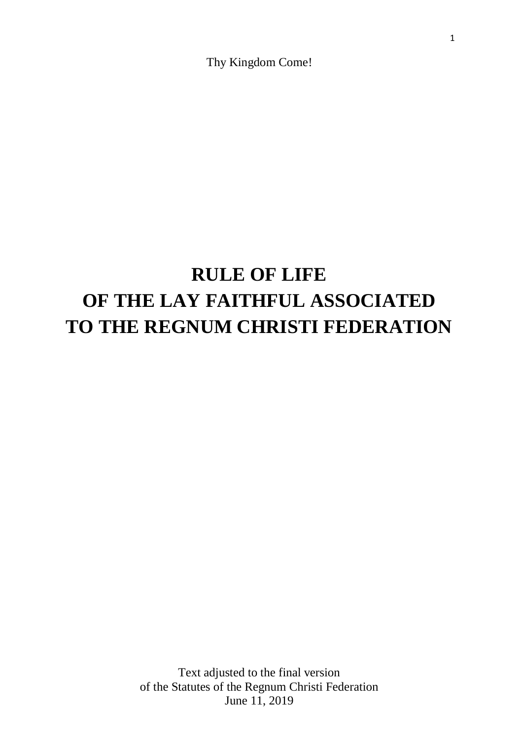Thy Kingdom Come!

# RULE OF LIFE
# OF THE LAY FAITHFUL ASSOCIATED
# TO THE REGNUM CHRISTI FEDERATION

Text adjusted to the final version
of the Statutes of the Regnum Christi Federation
June 11, 2019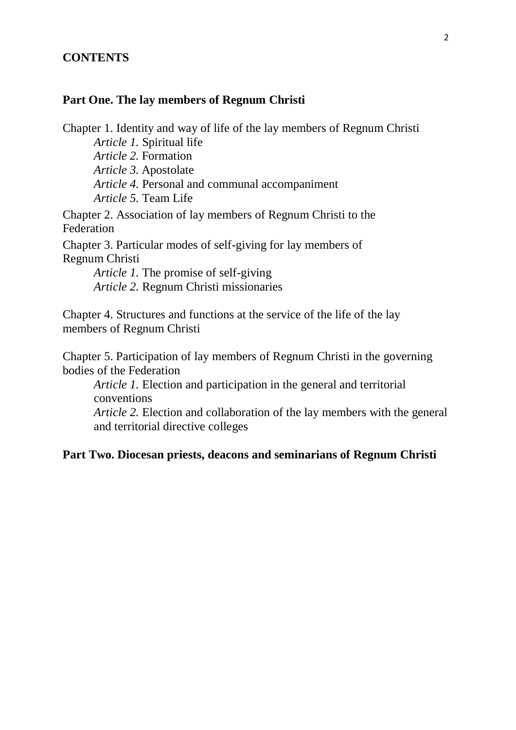**CONTENTS**

**Part One. The lay members of Regnum Christi**

Chapter 1. Identity and way of life of the lay members of Regnum Christi

- *Article 1.* Spiritual life
- *Article 2.* Formation
- *Article 3.* Apostolate
- *Article 4.* Personal and communal accompaniment
- *Article 5.* Team Life

Chapter 2. Association of lay members of Regnum Christi to the Federation

Chapter 3. Particular modes of self-giving for lay members of Regnum Christi

- *Article 1.* The promise of self-giving
- *Article 2.* Regnum Christi missionaries

Chapter 4. Structures and functions at the service of the life of the lay members of Regnum Christi

Chapter 5. Participation of lay members of Regnum Christi in the governing bodies of the Federation

- *Article 1.* Election and participation in the general and territorial conventions
- *Article 2.* Election and collaboration of the lay members with the general and territorial directive colleges

**Part Two. Diocesan priests, deacons and seminarians of Regnum Christi**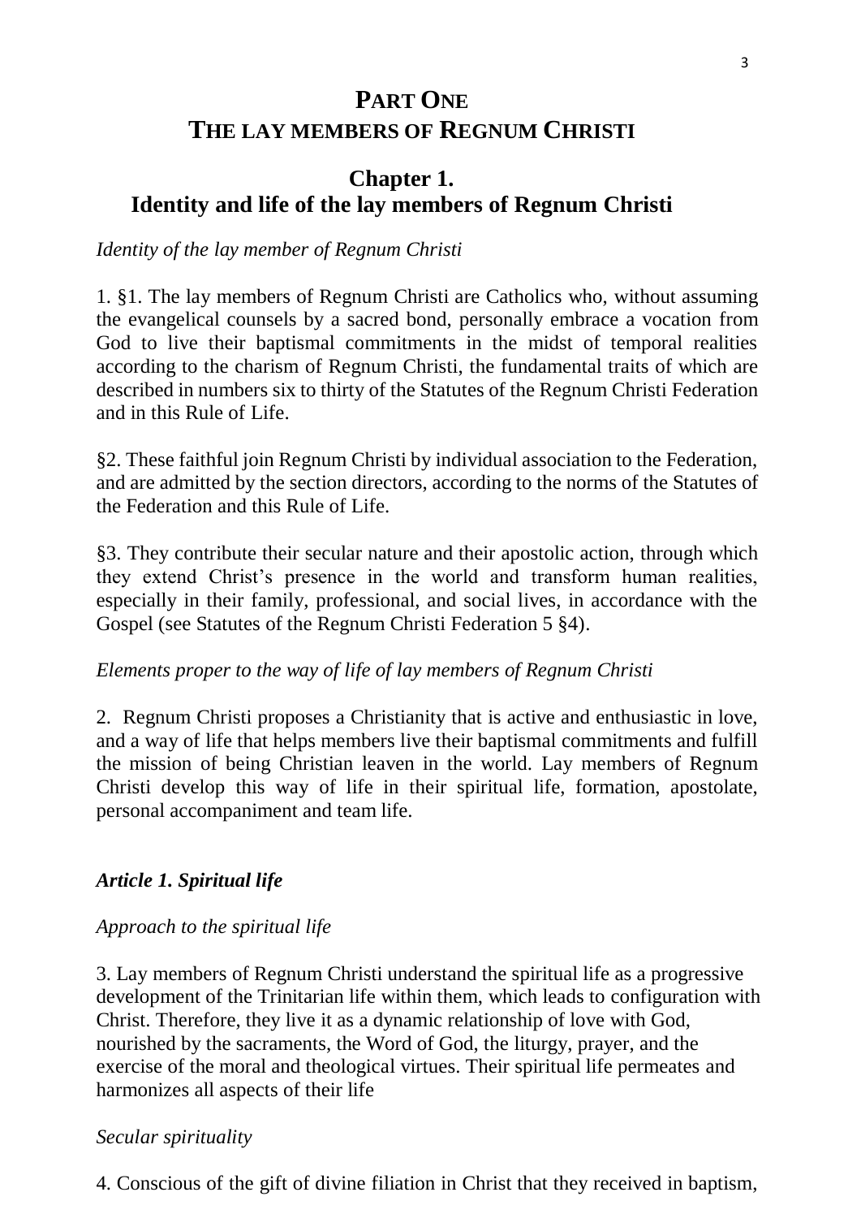# PART ONE
# THE LAY MEMBERS OF REGNUM CHRISTI

## Chapter 1.
## Identity and life of the lay members of Regnum Christi

*Identity of the lay member of Regnum Christi*

1. §1. The lay members of Regnum Christi are Catholics who, without assuming the evangelical counsels by a sacred bond, personally embrace a vocation from God to live their baptismal commitments in the midst of temporal realities according to the charism of Regnum Christi, the fundamental traits of which are described in numbers six to thirty of the Statutes of the Regnum Christi Federation and in this Rule of Life.

§2. These faithful join Regnum Christi by individual association to the Federation, and are admitted by the section directors, according to the norms of the Statutes of the Federation and this Rule of Life.

§3. They contribute their secular nature and their apostolic action, through which they extend Christ's presence in the world and transform human realities, especially in their family, professional, and social lives, in accordance with the Gospel (see Statutes of the Regnum Christi Federation 5 §4).

*Elements proper to the way of life of lay members of Regnum Christi*

2. Regnum Christi proposes a Christianity that is active and enthusiastic in love, and a way of life that helps members live their baptismal commitments and fulfill the mission of being Christian leaven in the world. Lay members of Regnum Christi develop this way of life in their spiritual life, formation, apostolate, personal accompaniment and team life.

### *Article 1. Spiritual life*

*Approach to the spiritual life*

3. Lay members of Regnum Christi understand the spiritual life as a progressive development of the Trinitarian life within them, which leads to configuration with Christ. Therefore, they live it as a dynamic relationship of love with God, nourished by the sacraments, the Word of God, the liturgy, prayer, and the exercise of the moral and theological virtues. Their spiritual life permeates and harmonizes all aspects of their life

*Secular spirituality*

4. Conscious of the gift of divine filiation in Christ that they received in baptism,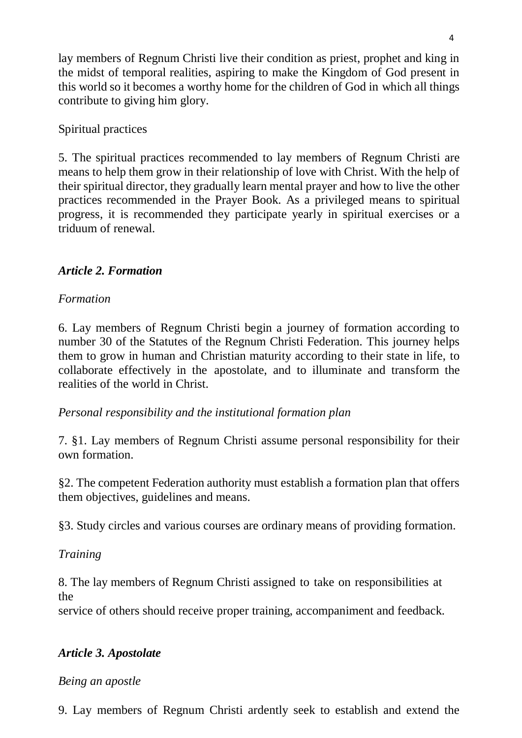lay members of Regnum Christi live their condition as priest, prophet and king in the midst of temporal realities, aspiring to make the Kingdom of God present in this world so it becomes a worthy home for the children of God in which all things contribute to giving him glory.

Spiritual practices

5. The spiritual practices recommended to lay members of Regnum Christi are means to help them grow in their relationship of love with Christ. With the help of their spiritual director, they gradually learn mental prayer and how to live the other practices recommended in the Prayer Book. As a privileged means to spiritual progress, it is recommended they participate yearly in spiritual exercises or a triduum of renewal.

### *Article 2. Formation*

*Formation*

6. Lay members of Regnum Christi begin a journey of formation according to number 30 of the Statutes of the Regnum Christi Federation. This journey helps them to grow in human and Christian maturity according to their state in life, to collaborate effectively in the apostolate, and to illuminate and transform the realities of the world in Christ.

*Personal responsibility and the institutional formation plan*

7. §1. Lay members of Regnum Christi assume personal responsibility for their own formation.

§2. The competent Federation authority must establish a formation plan that offers them objectives, guidelines and means.

§3. Study circles and various courses are ordinary means of providing formation.

*Training*

8. The lay members of Regnum Christi assigned to take on responsibilities at the service of others should receive proper training, accompaniment and feedback.

### *Article 3. Apostolate*

*Being an apostle*

9. Lay members of Regnum Christi ardently seek to establish and extend the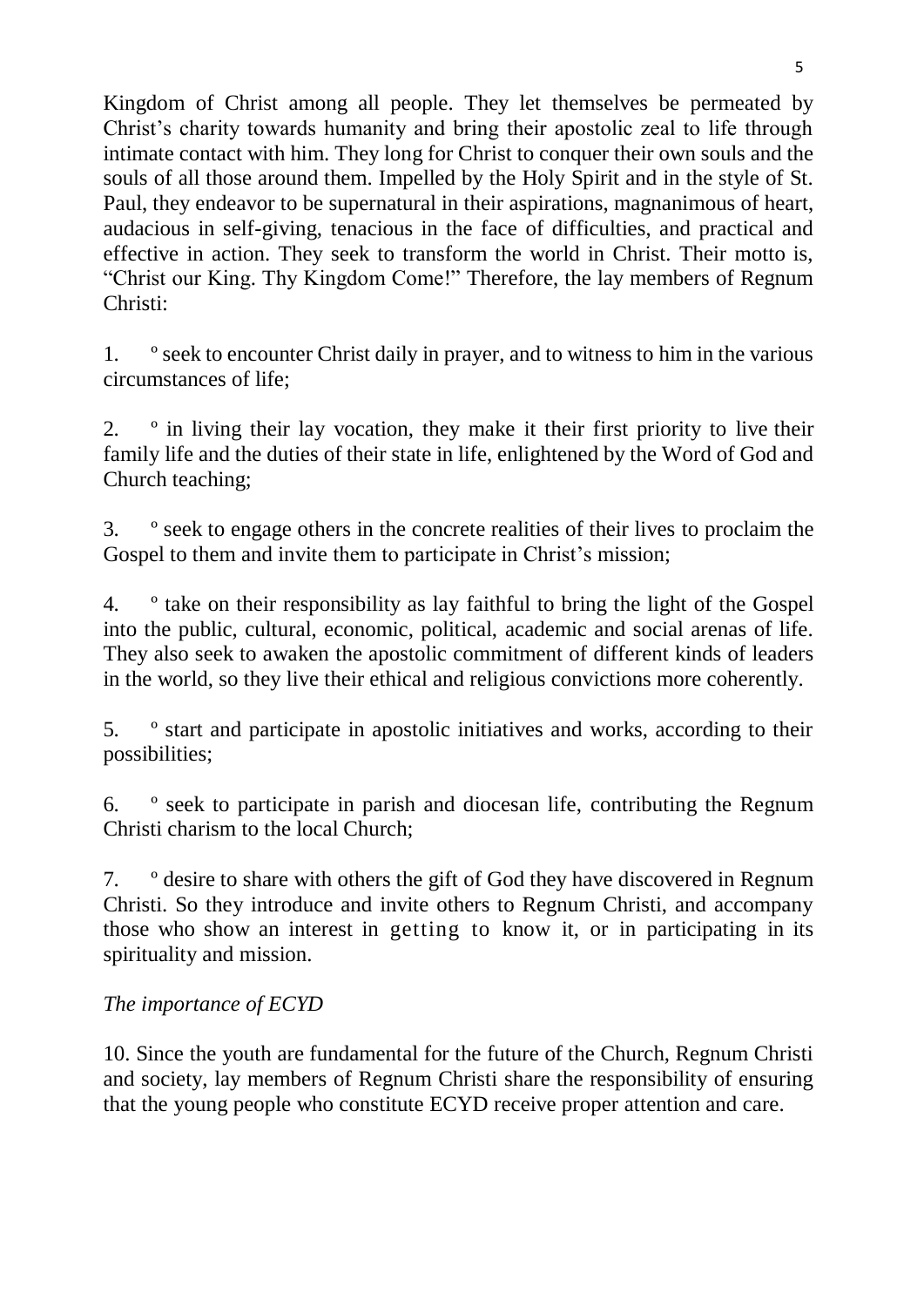Kingdom of Christ among all people. They let themselves be permeated by Christ's charity towards humanity and bring their apostolic zeal to life through intimate contact with him. They long for Christ to conquer their own souls and the souls of all those around them. Impelled by the Holy Spirit and in the style of St. Paul, they endeavor to be supernatural in their aspirations, magnanimous of heart, audacious in self-giving, tenacious in the face of difficulties, and practical and effective in action. They seek to transform the world in Christ. Their motto is, "Christ our King. Thy Kingdom Come!" Therefore, the lay members of Regnum Christi:

1. º seek to encounter Christ daily in prayer, and to witness to him in the various circumstances of life;

2. º in living their lay vocation, they make it their first priority to live their family life and the duties of their state in life, enlightened by the Word of God and Church teaching;

3. º seek to engage others in the concrete realities of their lives to proclaim the Gospel to them and invite them to participate in Christ's mission;

4. º take on their responsibility as lay faithful to bring the light of the Gospel into the public, cultural, economic, political, academic and social arenas of life. They also seek to awaken the apostolic commitment of different kinds of leaders in the world, so they live their ethical and religious convictions more coherently.

5. º start and participate in apostolic initiatives and works, according to their possibilities;

6. º seek to participate in parish and diocesan life, contributing the Regnum Christi charism to the local Church;

7. º desire to share with others the gift of God they have discovered in Regnum Christi. So they introduce and invite others to Regnum Christi, and accompany those who show an interest in getting to know it, or in participating in its spirituality and mission.

*The importance of ECYD*

10. Since the youth are fundamental for the future of the Church, Regnum Christi and society, lay members of Regnum Christi share the responsibility of ensuring that the young people who constitute ECYD receive proper attention and care.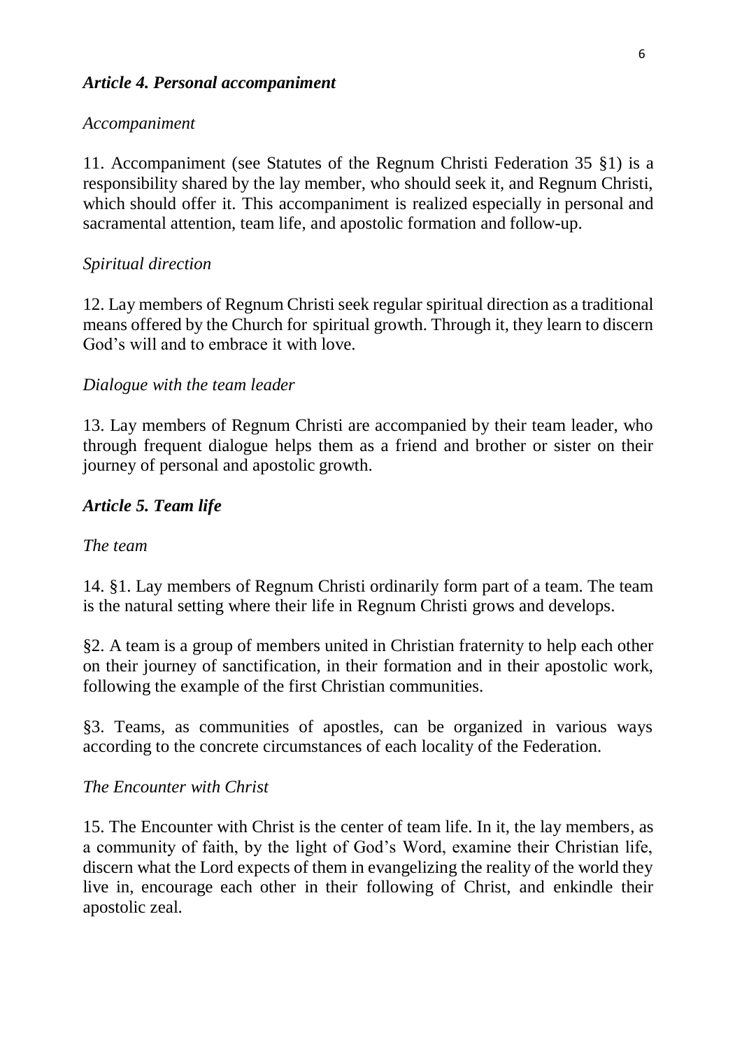### *Article 4. Personal accompaniment*

*Accompaniment*

11. Accompaniment (see Statutes of the Regnum Christi Federation 35 §1) is a responsibility shared by the lay member, who should seek it, and Regnum Christi, which should offer it. This accompaniment is realized especially in personal and sacramental attention, team life, and apostolic formation and follow-up.

*Spiritual direction*

12. Lay members of Regnum Christi seek regular spiritual direction as a traditional means offered by the Church for spiritual growth. Through it, they learn to discern God's will and to embrace it with love.

*Dialogue with the team leader*

13. Lay members of Regnum Christi are accompanied by their team leader, who through frequent dialogue helps them as a friend and brother or sister on their journey of personal and apostolic growth.

### *Article 5. Team life*

*The team*

14. §1. Lay members of Regnum Christi ordinarily form part of a team. The team is the natural setting where their life in Regnum Christi grows and develops.

§2. A team is a group of members united in Christian fraternity to help each other on their journey of sanctification, in their formation and in their apostolic work, following the example of the first Christian communities.

§3. Teams, as communities of apostles, can be organized in various ways according to the concrete circumstances of each locality of the Federation.

*The Encounter with Christ*

15. The Encounter with Christ is the center of team life. In it, the lay members, as a community of faith, by the light of God's Word, examine their Christian life, discern what the Lord expects of them in evangelizing the reality of the world they live in, encourage each other in their following of Christ, and enkindle their apostolic zeal.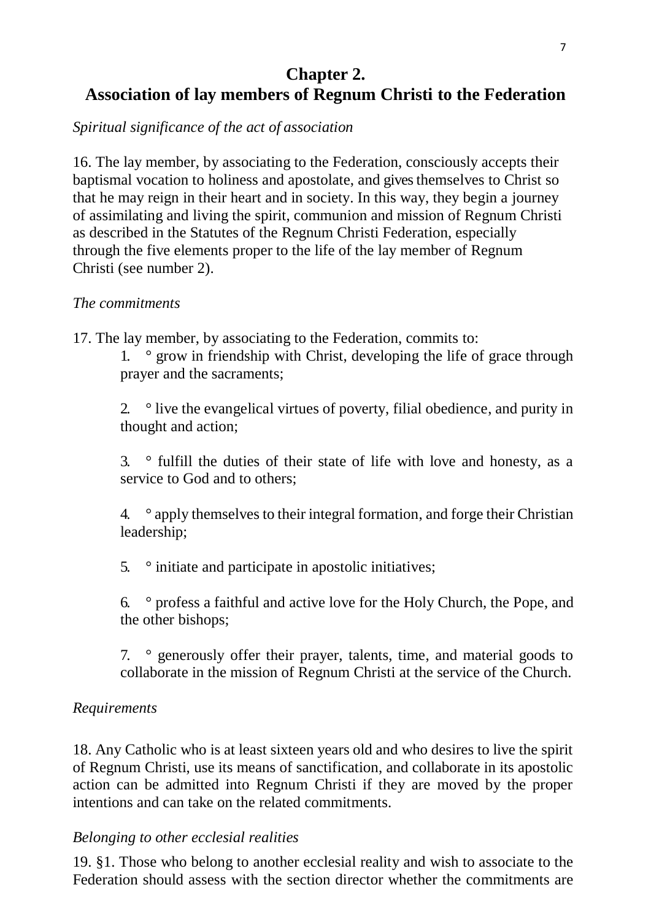## Chapter 2.
## Association of lay members of Regnum Christi to the Federation

*Spiritual significance of the act of association*

16. The lay member, by associating to the Federation, consciously accepts their baptismal vocation to holiness and apostolate, and gives themselves to Christ so that he may reign in their heart and in society. In this way, they begin a journey of assimilating and living the spirit, communion and mission of Regnum Christi as described in the Statutes of the Regnum Christi Federation, especially through the five elements proper to the life of the lay member of Regnum Christi (see number 2).

*The commitments*

17. The lay member, by associating to the Federation, commits to:

1. ° grow in friendship with Christ, developing the life of grace through prayer and the sacraments;

2. ° live the evangelical virtues of poverty, filial obedience, and purity in thought and action;

3. ° fulfill the duties of their state of life with love and honesty, as a service to God and to others;

4. ° apply themselves to their integral formation, and forge their Christian leadership;

5. ° initiate and participate in apostolic initiatives;

6. ° profess a faithful and active love for the Holy Church, the Pope, and the other bishops;

7. ° generously offer their prayer, talents, time, and material goods to collaborate in the mission of Regnum Christi at the service of the Church.

*Requirements*

18. Any Catholic who is at least sixteen years old and who desires to live the spirit of Regnum Christi, use its means of sanctification, and collaborate in its apostolic action can be admitted into Regnum Christi if they are moved by the proper intentions and can take on the related commitments.

*Belonging to other ecclesial realities*

19. §1. Those who belong to another ecclesial reality and wish to associate to the Federation should assess with the section director whether the commitments are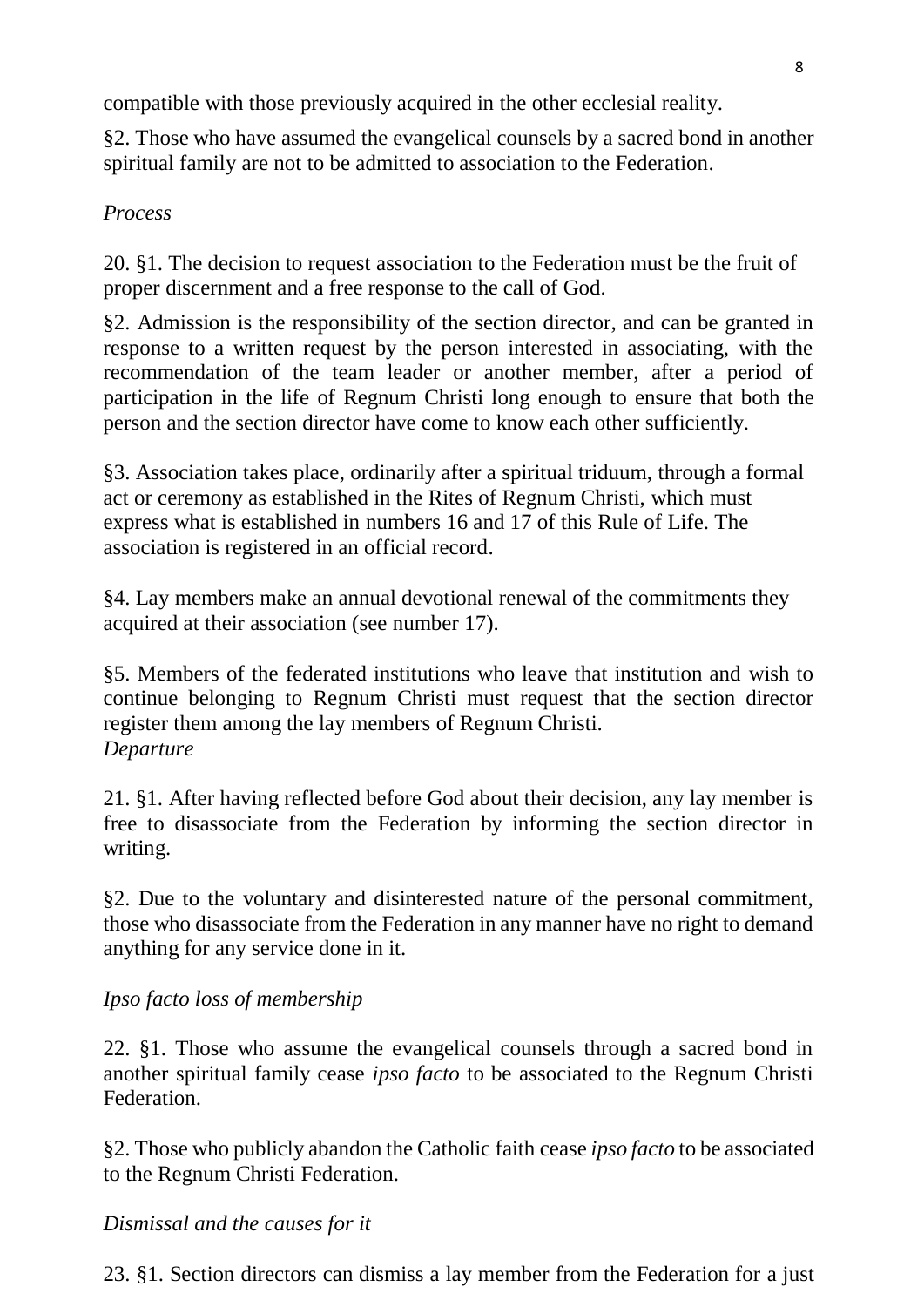compatible with those previously acquired in the other ecclesial reality.

§2. Those who have assumed the evangelical counsels by a sacred bond in another spiritual family are not to be admitted to association to the Federation.

*Process*

20. §1. The decision to request association to the Federation must be the fruit of proper discernment and a free response to the call of God.

§2. Admission is the responsibility of the section director, and can be granted in response to a written request by the person interested in associating, with the recommendation of the team leader or another member, after a period of participation in the life of Regnum Christi long enough to ensure that both the person and the section director have come to know each other sufficiently.

§3. Association takes place, ordinarily after a spiritual triduum, through a formal act or ceremony as established in the Rites of Regnum Christi, which must express what is established in numbers 16 and 17 of this Rule of Life. The association is registered in an official record.

§4. Lay members make an annual devotional renewal of the commitments they acquired at their association (see number 17).

§5. Members of the federated institutions who leave that institution and wish to continue belonging to Regnum Christi must request that the section director register them among the lay members of Regnum Christi.

*Departure*

21. §1. After having reflected before God about their decision, any lay member is free to disassociate from the Federation by informing the section director in writing.

§2. Due to the voluntary and disinterested nature of the personal commitment, those who disassociate from the Federation in any manner have no right to demand anything for any service done in it.

*Ipso facto loss of membership*

22. §1. Those who assume the evangelical counsels through a sacred bond in another spiritual family cease *ipso facto* to be associated to the Regnum Christi Federation.

§2. Those who publicly abandon the Catholic faith cease *ipso facto* to be associated to the Regnum Christi Federation.

*Dismissal and the causes for it*

23. §1. Section directors can dismiss a lay member from the Federation for a just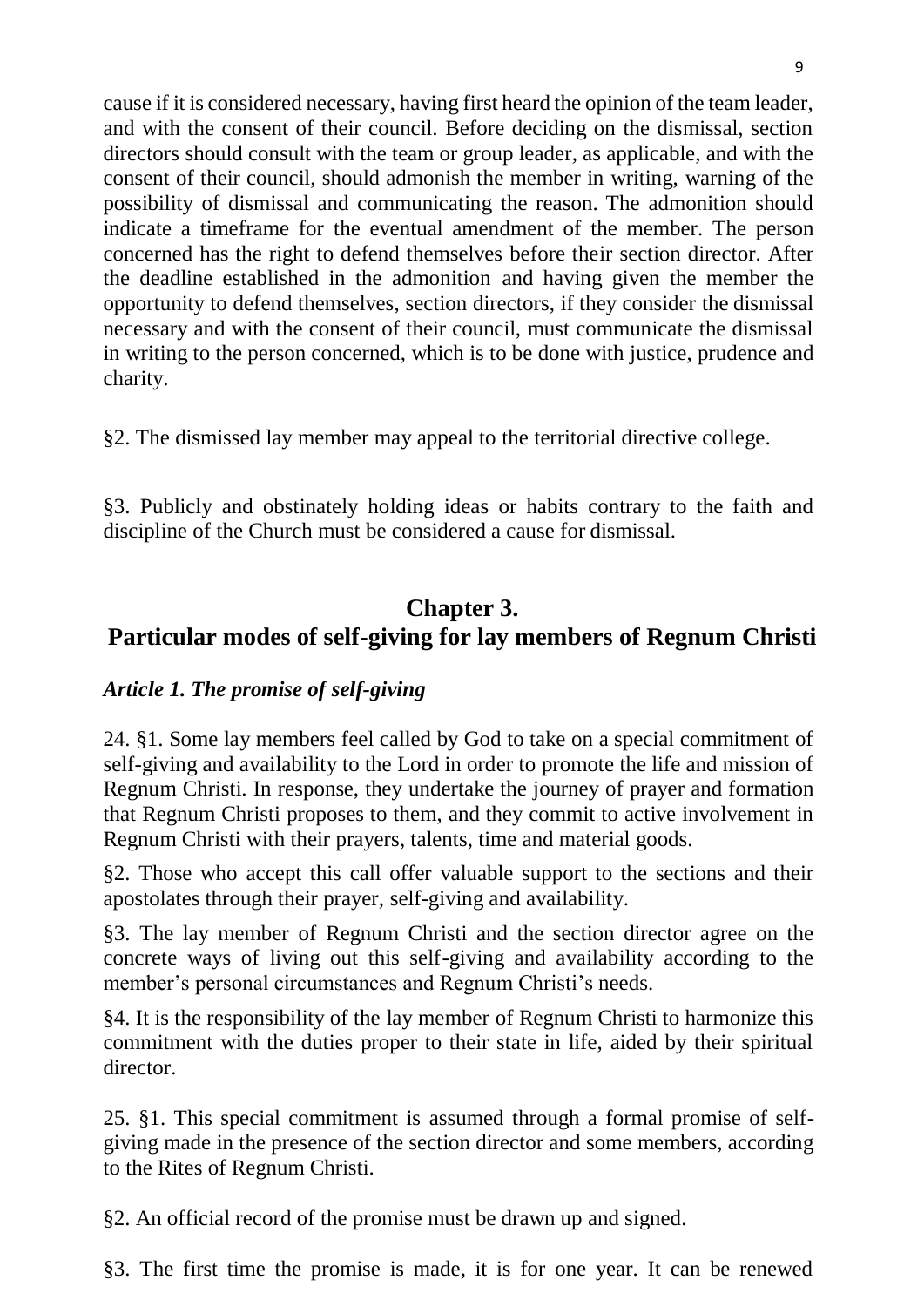cause if it is considered necessary, having first heard the opinion of the team leader, and with the consent of their council. Before deciding on the dismissal, section directors should consult with the team or group leader, as applicable, and with the consent of their council, should admonish the member in writing, warning of the possibility of dismissal and communicating the reason. The admonition should indicate a timeframe for the eventual amendment of the member. The person concerned has the right to defend themselves before their section director. After the deadline established in the admonition and having given the member the opportunity to defend themselves, section directors, if they consider the dismissal necessary and with the consent of their council, must communicate the dismissal in writing to the person concerned, which is to be done with justice, prudence and charity.

§2. The dismissed lay member may appeal to the territorial directive college.

§3. Publicly and obstinately holding ideas or habits contrary to the faith and discipline of the Church must be considered a cause for dismissal.

## Chapter 3.
## Particular modes of self-giving for lay members of Regnum Christi

### *Article 1. The promise of self-giving*

24. §1. Some lay members feel called by God to take on a special commitment of self-giving and availability to the Lord in order to promote the life and mission of Regnum Christi. In response, they undertake the journey of prayer and formation that Regnum Christi proposes to them, and they commit to active involvement in Regnum Christi with their prayers, talents, time and material goods.

§2. Those who accept this call offer valuable support to the sections and their apostolates through their prayer, self-giving and availability.

§3. The lay member of Regnum Christi and the section director agree on the concrete ways of living out this self-giving and availability according to the member's personal circumstances and Regnum Christi's needs.

§4. It is the responsibility of the lay member of Regnum Christi to harmonize this commitment with the duties proper to their state in life, aided by their spiritual director.

25. §1. This special commitment is assumed through a formal promise of self-giving made in the presence of the section director and some members, according to the Rites of Regnum Christi.

§2. An official record of the promise must be drawn up and signed.

§3. The first time the promise is made, it is for one year. It can be renewed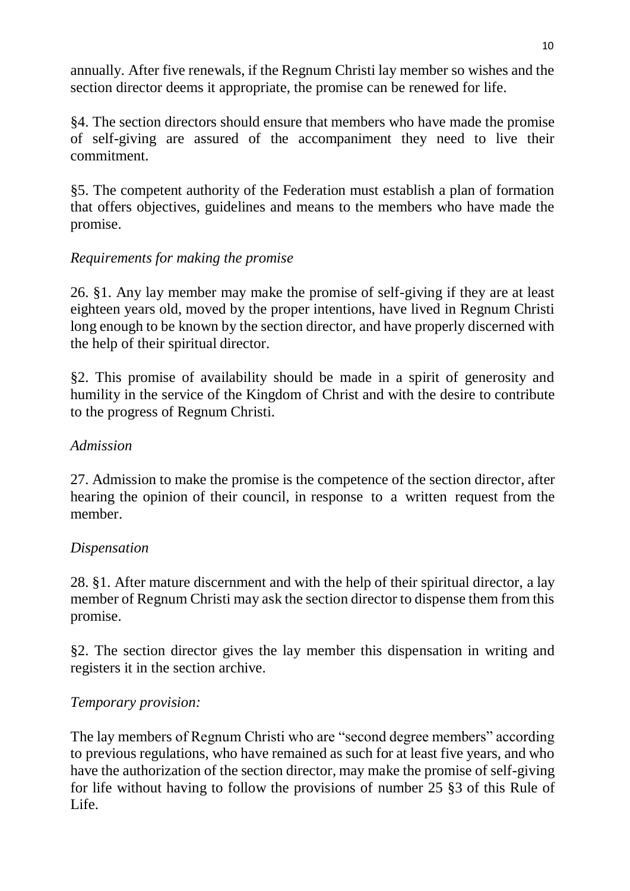annually. After five renewals, if the Regnum Christi lay member so wishes and the section director deems it appropriate, the promise can be renewed for life.

§4. The section directors should ensure that members who have made the promise of self-giving are assured of the accompaniment they need to live their commitment.

§5. The competent authority of the Federation must establish a plan of formation that offers objectives, guidelines and means to the members who have made the promise.

*Requirements for making the promise*

26. §1. Any lay member may make the promise of self-giving if they are at least eighteen years old, moved by the proper intentions, have lived in Regnum Christi long enough to be known by the section director, and have properly discerned with the help of their spiritual director.

§2. This promise of availability should be made in a spirit of generosity and humility in the service of the Kingdom of Christ and with the desire to contribute to the progress of Regnum Christi.

*Admission*

27. Admission to make the promise is the competence of the section director, after hearing the opinion of their council, in response to a written request from the member.

*Dispensation*

28. §1. After mature discernment and with the help of their spiritual director, a lay member of Regnum Christi may ask the section director to dispense them from this promise.

§2. The section director gives the lay member this dispensation in writing and registers it in the section archive.

*Temporary provision:*

The lay members of Regnum Christi who are "second degree members" according to previous regulations, who have remained as such for at least five years, and who have the authorization of the section director, may make the promise of self-giving for life without having to follow the provisions of number 25 §3 of this Rule of Life.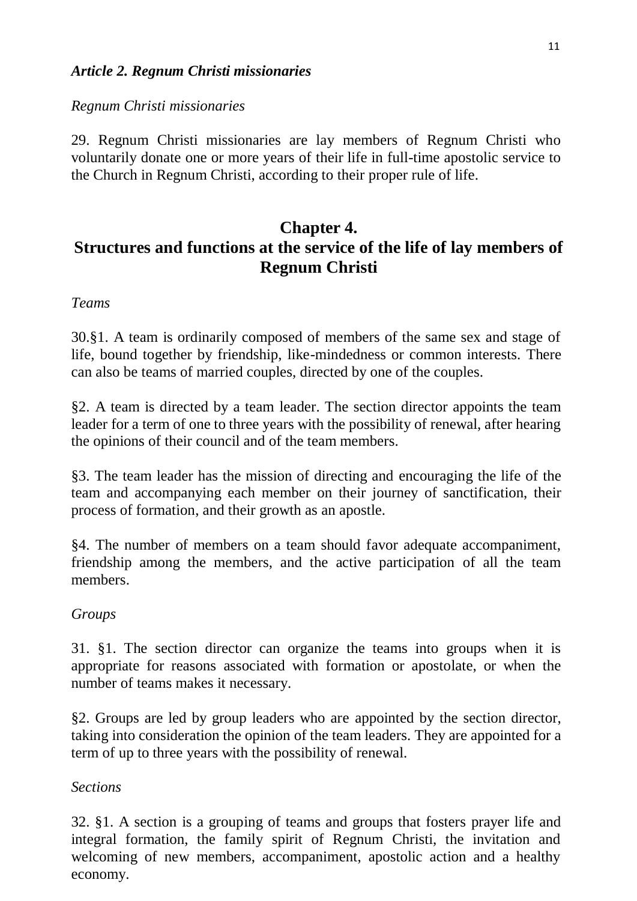### *Article 2. Regnum Christi missionaries*

*Regnum Christi missionaries*

29. Regnum Christi missionaries are lay members of Regnum Christi who voluntarily donate one or more years of their life in full-time apostolic service to the Church in Regnum Christi, according to their proper rule of life.

## Chapter 4.
## Structures and functions at the service of the life of lay members of Regnum Christi

*Teams*

30.§1. A team is ordinarily composed of members of the same sex and stage of life, bound together by friendship, like-mindedness or common interests. There can also be teams of married couples, directed by one of the couples.

§2. A team is directed by a team leader. The section director appoints the team leader for a term of one to three years with the possibility of renewal, after hearing the opinions of their council and of the team members.

§3. The team leader has the mission of directing and encouraging the life of the team and accompanying each member on their journey of sanctification, their process of formation, and their growth as an apostle.

§4. The number of members on a team should favor adequate accompaniment, friendship among the members, and the active participation of all the team members.

*Groups*

31. §1. The section director can organize the teams into groups when it is appropriate for reasons associated with formation or apostolate, or when the number of teams makes it necessary.

§2. Groups are led by group leaders who are appointed by the section director, taking into consideration the opinion of the team leaders. They are appointed for a term of up to three years with the possibility of renewal.

*Sections*

32. §1. A section is a grouping of teams and groups that fosters prayer life and integral formation, the family spirit of Regnum Christi, the invitation and welcoming of new members, accompaniment, apostolic action and a healthy economy.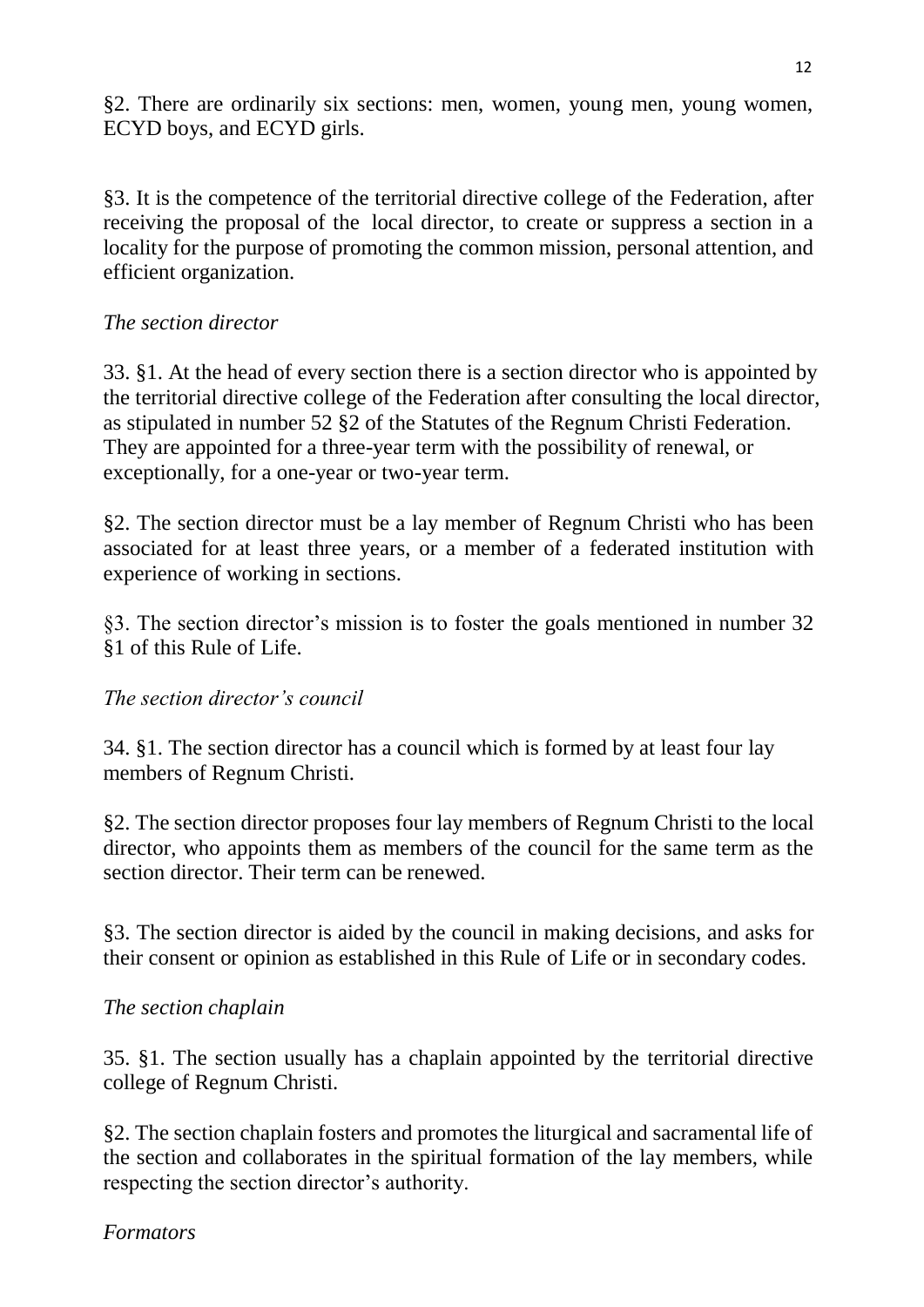§2. There are ordinarily six sections: men, women, young men, young women, ECYD boys, and ECYD girls.

§3. It is the competence of the territorial directive college of the Federation, after receiving the proposal of the local director, to create or suppress a section in a locality for the purpose of promoting the common mission, personal attention, and efficient organization.

*The section director*

33. §1. At the head of every section there is a section director who is appointed by the territorial directive college of the Federation after consulting the local director, as stipulated in number 52 §2 of the Statutes of the Regnum Christi Federation. They are appointed for a three-year term with the possibility of renewal, or exceptionally, for a one-year or two-year term.

§2. The section director must be a lay member of Regnum Christi who has been associated for at least three years, or a member of a federated institution with experience of working in sections.

§3. The section director's mission is to foster the goals mentioned in number 32 §1 of this Rule of Life.

*The section director's council*

34. §1. The section director has a council which is formed by at least four lay members of Regnum Christi.

§2. The section director proposes four lay members of Regnum Christi to the local director, who appoints them as members of the council for the same term as the section director. Their term can be renewed.

§3. The section director is aided by the council in making decisions, and asks for their consent or opinion as established in this Rule of Life or in secondary codes.

*The section chaplain*

35. §1. The section usually has a chaplain appointed by the territorial directive college of Regnum Christi.

§2. The section chaplain fosters and promotes the liturgical and sacramental life of the section and collaborates in the spiritual formation of the lay members, while respecting the section director's authority.

*Formators*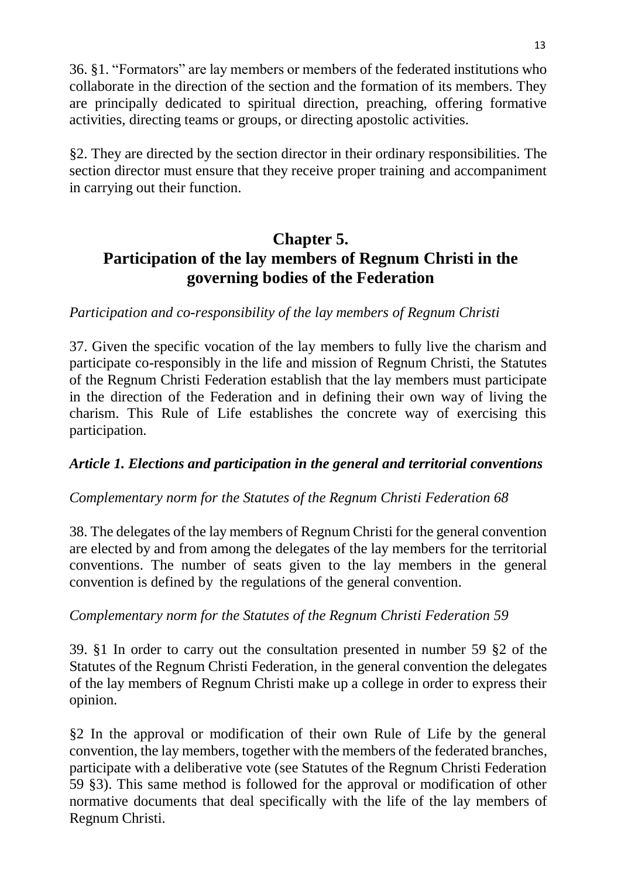36. §1. "Formators" are lay members or members of the federated institutions who collaborate in the direction of the section and the formation of its members. They are principally dedicated to spiritual direction, preaching, offering formative activities, directing teams or groups, or directing apostolic activities.

§2. They are directed by the section director in their ordinary responsibilities. The section director must ensure that they receive proper training and accompaniment in carrying out their function.

## Chapter 5.
## Participation of the lay members of Regnum Christi in the governing bodies of the Federation

*Participation and co-responsibility of the lay members of Regnum Christi*

37. Given the specific vocation of the lay members to fully live the charism and participate co-responsibly in the life and mission of Regnum Christi, the Statutes of the Regnum Christi Federation establish that the lay members must participate in the direction of the Federation and in defining their own way of living the charism. This Rule of Life establishes the concrete way of exercising this participation.

### *Article 1. Elections and participation in the general and territorial conventions*

*Complementary norm for the Statutes of the Regnum Christi Federation 68*

38. The delegates of the lay members of Regnum Christi for the general convention are elected by and from among the delegates of the lay members for the territorial conventions. The number of seats given to the lay members in the general convention is defined by the regulations of the general convention.

*Complementary norm for the Statutes of the Regnum Christi Federation 59*

39. §1 In order to carry out the consultation presented in number 59 §2 of the Statutes of the Regnum Christi Federation, in the general convention the delegates of the lay members of Regnum Christi make up a college in order to express their opinion.

§2 In the approval or modification of their own Rule of Life by the general convention, the lay members, together with the members of the federated branches, participate with a deliberative vote (see Statutes of the Regnum Christi Federation 59 §3). This same method is followed for the approval or modification of other normative documents that deal specifically with the life of the lay members of Regnum Christi.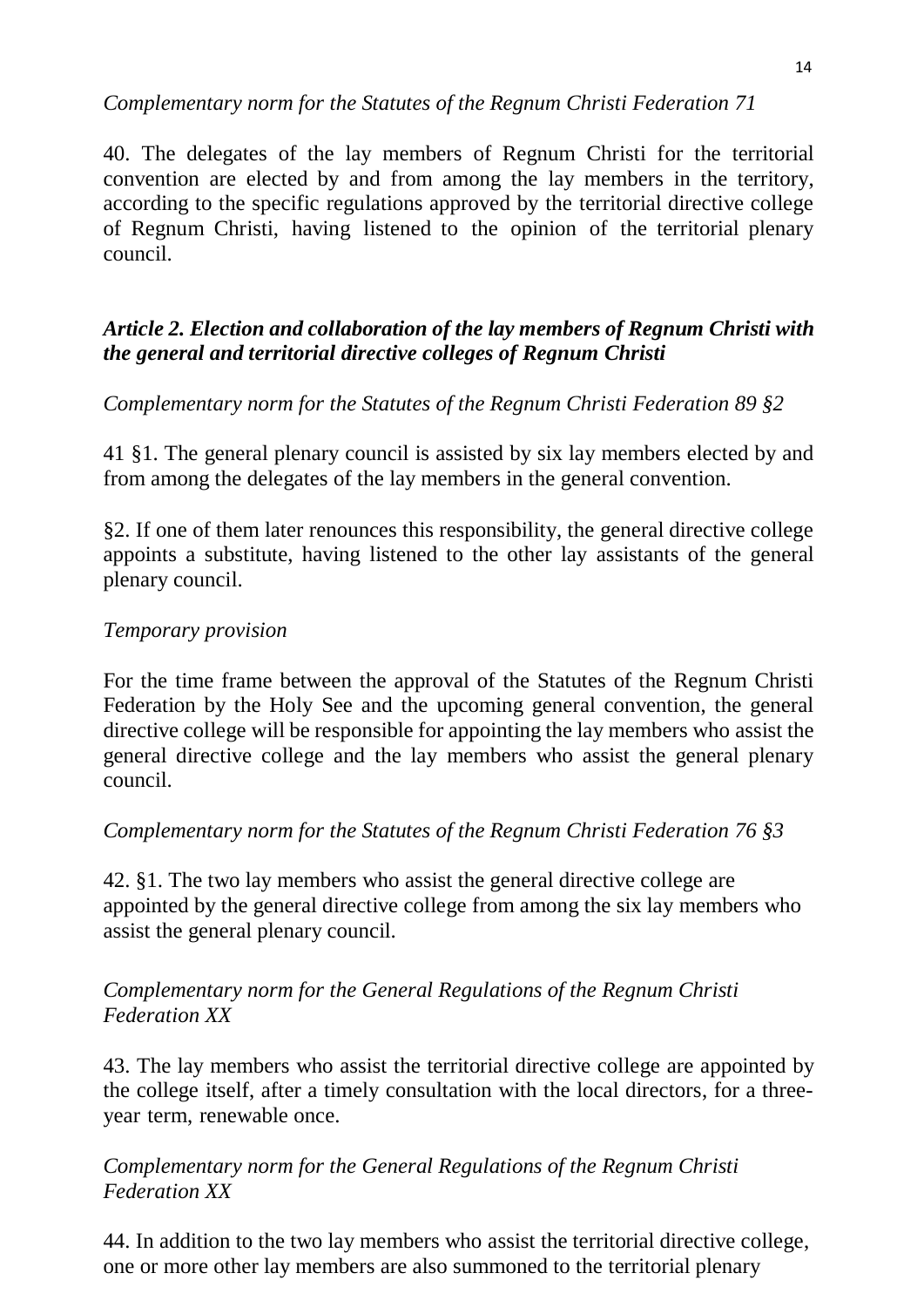*Complementary norm for the Statutes of the Regnum Christi Federation 71*

40. The delegates of the lay members of Regnum Christi for the territorial convention are elected by and from among the lay members in the territory, according to the specific regulations approved by the territorial directive college of Regnum Christi, having listened to the opinion of the territorial plenary council.

### *Article 2. Election and collaboration of the lay members of Regnum Christi with the general and territorial directive colleges of Regnum Christi*

*Complementary norm for the Statutes of the Regnum Christi Federation 89 §2*

41 §1. The general plenary council is assisted by six lay members elected by and from among the delegates of the lay members in the general convention.

§2. If one of them later renounces this responsibility, the general directive college appoints a substitute, having listened to the other lay assistants of the general plenary council.

*Temporary provision*

For the time frame between the approval of the Statutes of the Regnum Christi Federation by the Holy See and the upcoming general convention, the general directive college will be responsible for appointing the lay members who assist the general directive college and the lay members who assist the general plenary council.

*Complementary norm for the Statutes of the Regnum Christi Federation 76 §3*

42. §1. The two lay members who assist the general directive college are appointed by the general directive college from among the six lay members who assist the general plenary council.

*Complementary norm for the General Regulations of the Regnum Christi Federation XX*

43. The lay members who assist the territorial directive college are appointed by the college itself, after a timely consultation with the local directors, for a three-year term, renewable once.

*Complementary norm for the General Regulations of the Regnum Christi Federation XX*

44. In addition to the two lay members who assist the territorial directive college, one or more other lay members are also summoned to the territorial plenary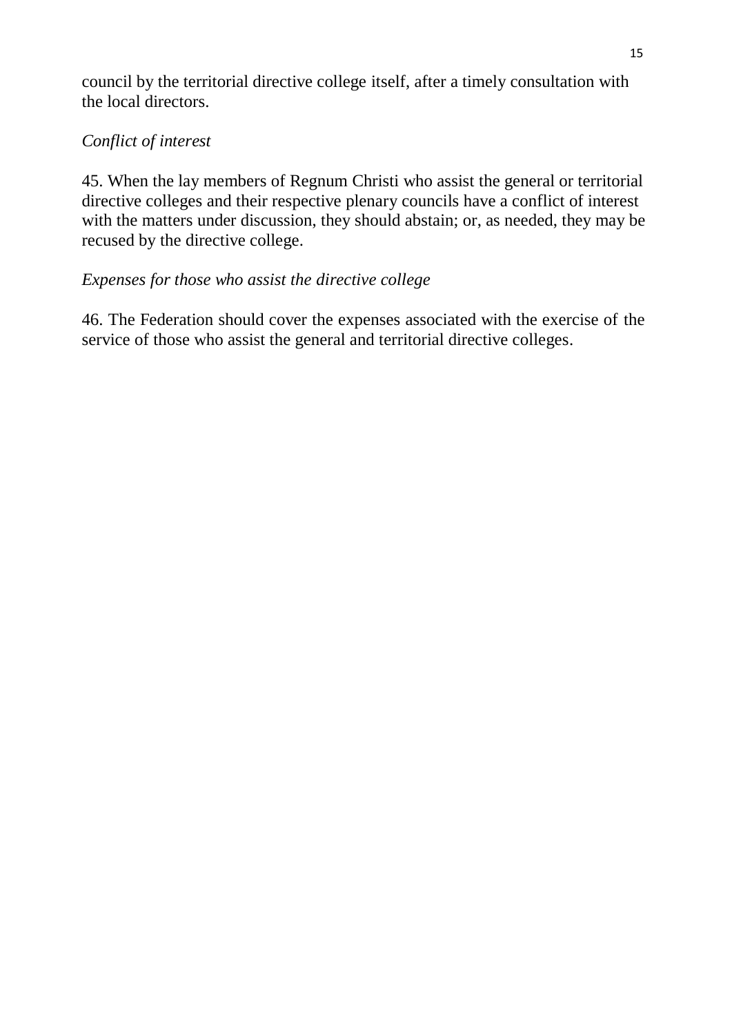council by the territorial directive college itself, after a timely consultation with the local directors.

*Conflict of interest*

45. When the lay members of Regnum Christi who assist the general or territorial directive colleges and their respective plenary councils have a conflict of interest with the matters under discussion, they should abstain; or, as needed, they may be recused by the directive college.

*Expenses for those who assist the directive college*

46. The Federation should cover the expenses associated with the exercise of the service of those who assist the general and territorial directive colleges.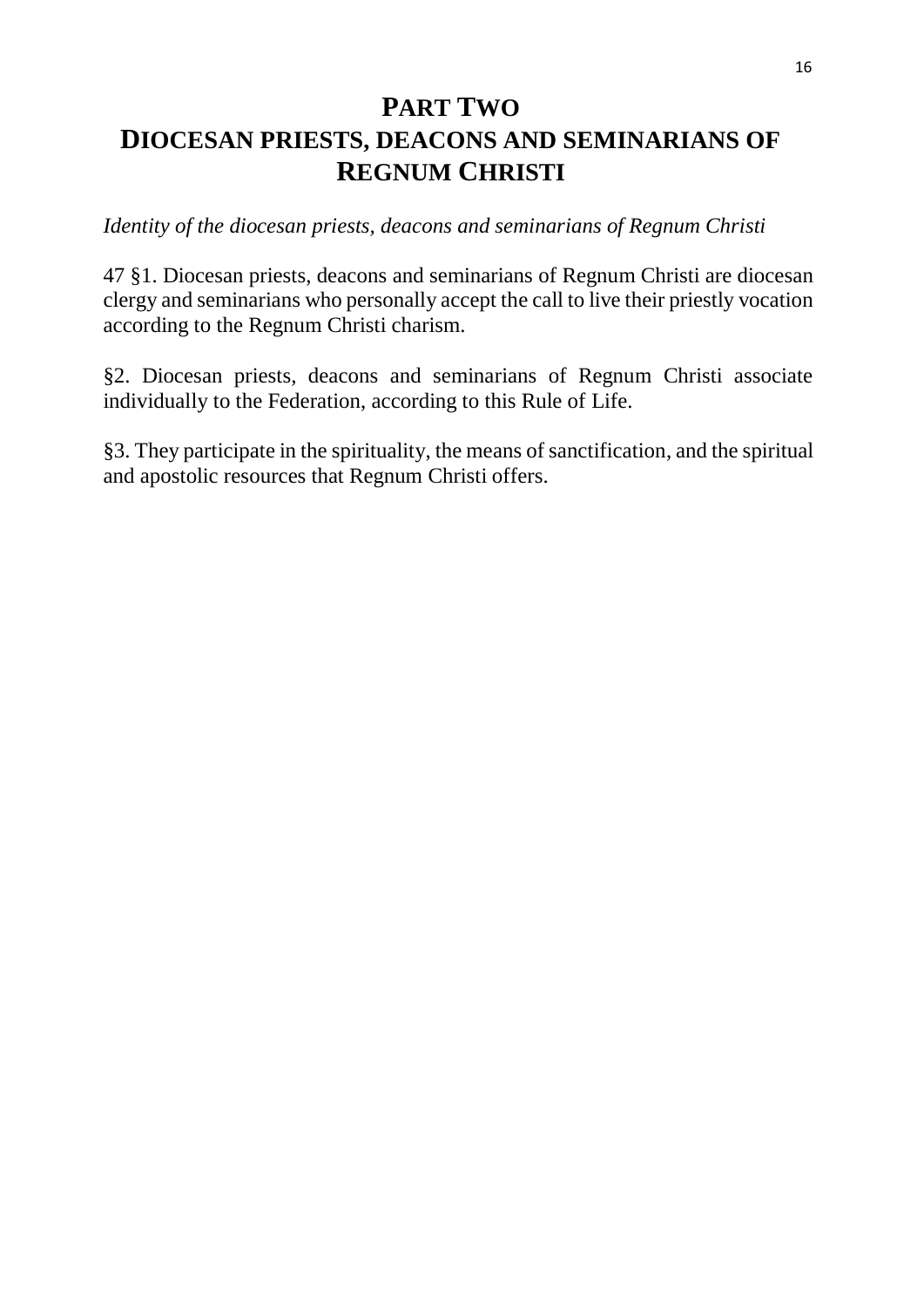# PART TWO
# DIOCESAN PRIESTS, DEACONS AND SEMINARIANS OF REGNUM CHRISTI

*Identity of the diocesan priests, deacons and seminarians of Regnum Christi*

47 §1. Diocesan priests, deacons and seminarians of Regnum Christi are diocesan clergy and seminarians who personally accept the call to live their priestly vocation according to the Regnum Christi charism.

§2. Diocesan priests, deacons and seminarians of Regnum Christi associate individually to the Federation, according to this Rule of Life.

§3. They participate in the spirituality, the means of sanctification, and the spiritual and apostolic resources that Regnum Christi offers.